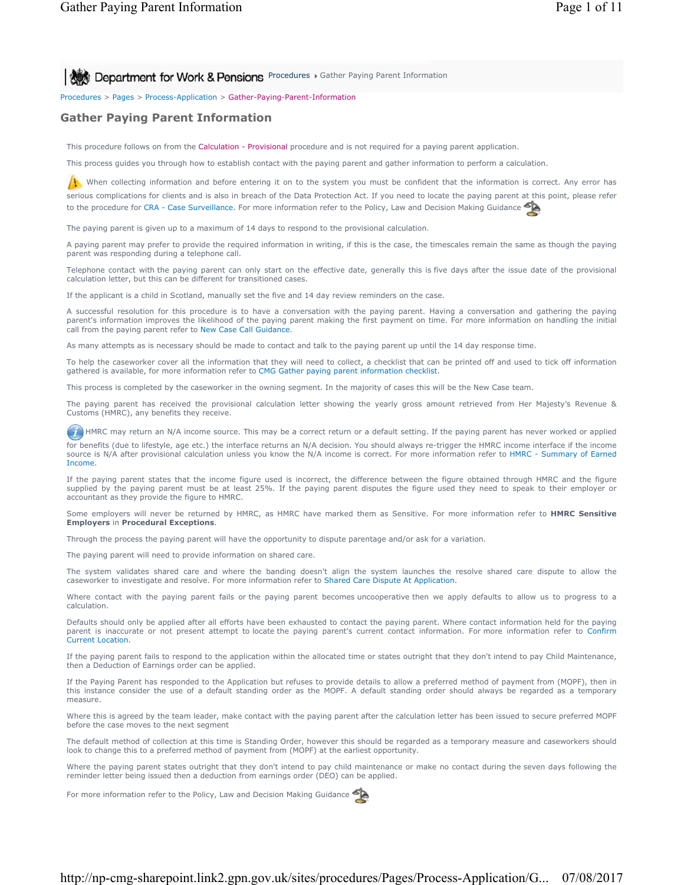Department for Work & Pensions Procedures ▸ Gather Paying Parent Information

Procedures > Pages > Process-Application > Gather-Paying-Parent-Information

# Gather Paying Parent Information

This procedure follows on from the Calculation - Provisional procedure and is not required for a paying parent application.

This process guides you through how to establish contact with the paying parent and gather information to perform a calculation.

When collecting information and before entering it on to the system you must be confident that the information is correct. Any error has serious complications for clients and is also in breach of the Data Protection Act. If you need to locate the paying parent at this point, please refer to the procedure for CRA - Case Surveillance. For more information refer to the Policy, Law and Decision Making Guidance

The paying parent is given up to a maximum of 14 days to respond to the provisional calculation.

A paying parent may prefer to provide the required information in writing, if this is the case, the timescales remain the same as though the paying parent was responding during a telephone call.

Telephone contact with the paying parent can only start on the effective date, generally this is five days after the issue date of the provisional calculation letter, but this can be different for transitioned cases.

If the applicant is a child in Scotland, manually set the five and 14 day review reminders on the case.

A successful resolution for this procedure is to have a conversation with the paying parent. Having a conversation and gathering the paying parent's information improves the likelihood of the paying parent making the first payment on time. For more information on handling the initial call from the paying parent refer to New Case Call Guidance.

As many attempts as is necessary should be made to contact and talk to the paying parent up until the 14 day response time.

To help the caseworker cover all the information that they will need to collect, a checklist that can be printed off and used to tick off information gathered is available, for more information refer to CMG Gather paying parent information checklist.

This process is completed by the caseworker in the owning segment. In the majority of cases this will be the New Case team.

The paying parent has received the provisional calculation letter showing the yearly gross amount retrieved from Her Majesty's Revenue & Customs (HMRC), any benefits they receive.

HMRC may return an N/A income source. This may be a correct return or a default setting. If the paying parent has never worked or applied for benefits (due to lifestyle, age etc.) the interface returns an N/A decision. You should always re-trigger the HMRC income interface if the income source is N/A after provisional calculation unless you know the N/A income is correct. For more information refer to HMRC - Summary of Earned Income.

If the paying parent states that the income figure used is incorrect, the difference between the figure obtained through HMRC and the figure supplied by the paying parent must be at least 25%. If the paying parent disputes the figure used they need to speak to their employer or accountant as they provide the figure to HMRC.

Some employers will never be returned by HMRC, as HMRC have marked them as Sensitive. For more information refer to **HMRC Sensitive Employers** in **Procedural Exceptions**.

Through the process the paying parent will have the opportunity to dispute parentage and/or ask for a variation.

The paying parent will need to provide information on shared care.

The system validates shared care and where the banding doesn't align the system launches the resolve shared care dispute to allow the caseworker to investigate and resolve. For more information refer to Shared Care Dispute At Application.

Where contact with the paying parent fails or the paying parent becomes uncooperative then we apply defaults to allow us to progress to a calculation.

Defaults should only be applied after all efforts have been exhausted to contact the paying parent. Where contact information held for the paying parent is inaccurate or not present attempt to locate the paying parent's current contact information. For more information refer to Confirm Current Location.

If the paying parent fails to respond to the application within the allocated time or states outright that they don't intend to pay Child Maintenance, then a Deduction of Earnings order can be applied.

If the Paying Parent has responded to the Application but refuses to provide details to allow a preferred method of payment from (MOPF), then in this instance consider the use of a default standing order as the MOPF. A default standing order should always be regarded as a temporary measure.

Where this is agreed by the team leader, make contact with the paying parent after the calculation letter has been issued to secure preferred MOPF before the case moves to the next segment

The default method of collection at this time is Standing Order, however this should be regarded as a temporary measure and caseworkers should look to change this to a preferred method of payment from (MOPF) at the earliest opportunity.

Where the paying parent states outright that they don't intend to pay child maintenance or make no contact during the seven days following the reminder letter being issued then a deduction from earnings order (DEO) can be applied.

For more information refer to the Policy, Law and Decision Making Guidance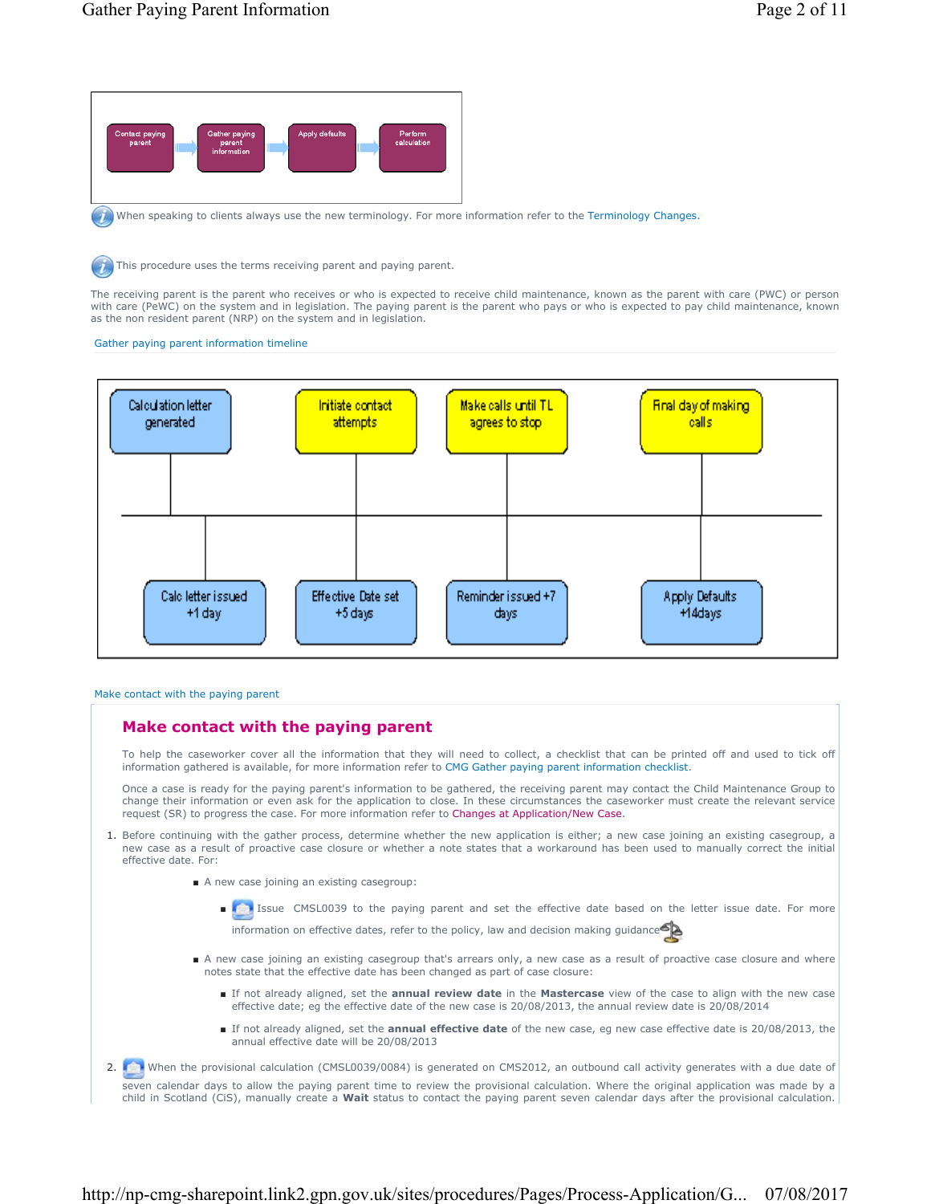Contact paying parent → Gather paying parent information → Apply defaults → Perform calculation

When speaking to clients always use the new terminology. For more information refer to the Terminology Changes.

This procedure uses the terms receiving parent and paying parent.

The receiving parent is the parent who receives or who is expected to receive child maintenance, known as the parent with care (PWC) or person with care (PeWC) on the system and in legislation. The paying parent is the parent who pays or who is expected to pay child maintenance, known as the non resident parent (NRP) on the system and in legislation.

Gather paying parent information timeline

Calculation letter generated — Calc letter issued +1 day

Initiate contact attempts — Effective Date set +5 days

Make calls until TL agrees to stop — Reminder issued +7 days

Final day of making calls — Apply Defaults +14days

Make contact with the paying parent

## Make contact with the paying parent

To help the caseworker cover all the information that they will need to collect, a checklist that can be printed off and used to tick off information gathered is available, for more information refer to CMG Gather paying parent information checklist.

Once a case is ready for the paying parent's information to be gathered, the receiving parent may contact the Child Maintenance Group to change their information or even ask for the application to close. In these circumstances the caseworker must create the relevant service request (SR) to progress the case. For more information refer to Changes at Application/New Case.

1. Before continuing with the gather process, determine whether the new application is either; a new case joining an existing casegroup, a new case as a result of proactive case closure or whether a note states that a workaround has been used to manually correct the initial effective date. For:
   - A new case joining an existing casegroup:
     - Issue CMSL0039 to the paying parent and set the effective date based on the letter issue date. For more information on effective dates, refer to the policy, law and decision making guidance
   - A new case joining an existing casegroup that's arrears only, a new case as a result of proactive case closure and where notes state that the effective date has been changed as part of case closure:
     - If not already aligned, set the **annual review date** in the **Mastercase** view of the case to align with the new case effective date; eg the effective date of the new case is 20/08/2013, the annual review date is 20/08/2014
     - If not already aligned, set the **annual effective date** of the new case, eg new case effective date is 20/08/2013, the annual effective date will be 20/08/2013
2. When the provisional calculation (CMSL0039/0084) is generated on CMS2012, an outbound call activity generates with a due date of seven calendar days to allow the paying parent time to review the provisional calculation. Where the original application was made by a child in Scotland (CiS), manually create a **Wait** status to contact the paying parent seven calendar days after the provisional calculation.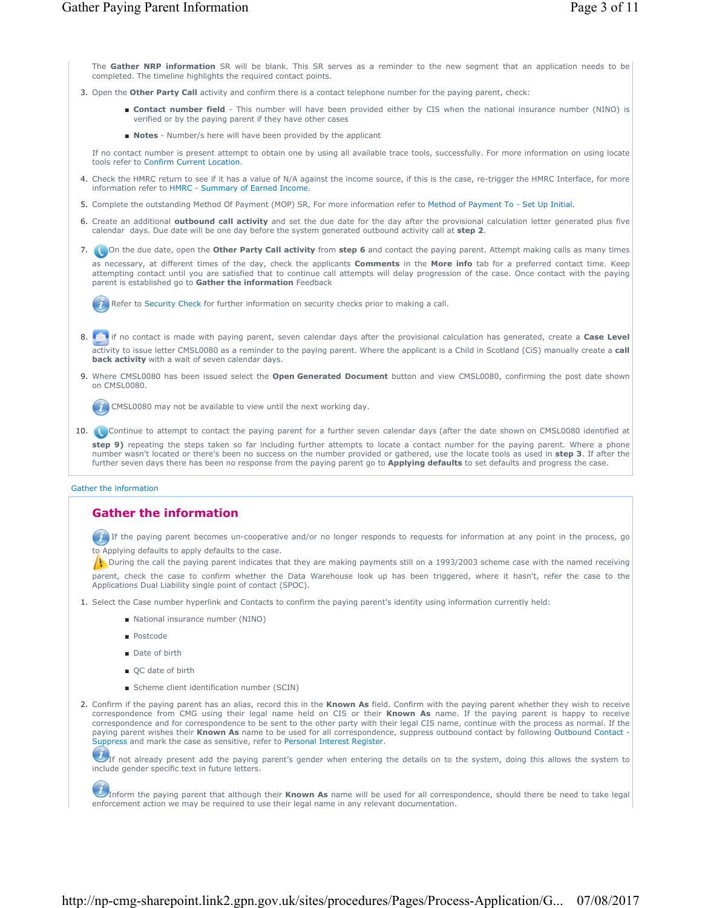The **Gather NRP information** SR will be blank. This SR serves as a reminder to the new segment that an application needs to be completed. The timeline highlights the required contact points.

3. Open the **Other Party Call** activity and confirm there is a contact telephone number for the paying parent, check:

   - **Contact number field** - This number will have been provided either by CIS when the national insurance number (NINO) is verified or by the paying parent if they have other cases
   - **Notes** - Number/s here will have been provided by the applicant

   If no contact number is present attempt to obtain one by using all available trace tools, successfully. For more information on using locate tools refer to Confirm Current Location.

4. Check the HMRC return to see if it has a value of N/A against the income source, if this is the case, re-trigger the HMRC Interface, for more information refer to HMRC - Summary of Earned Income.
5. Complete the outstanding Method Of Payment (MOP) SR, For more information refer to Method of Payment To - Set Up Initial.
6. Create an additional **outbound call activity** and set the due date for the day after the provisional calculation letter generated plus five calendar days. Due date will be one day before the system generated outbound activity call at **step 2**.
7. On the due date, open the **Other Party Call activity** from **step 6** and contact the paying parent. Attempt making calls as many times as necessary, at different times of the day, check the applicants **Comments** in the **More info** tab for a preferred contact time. Keep attempting contact until you are satisfied that to continue call attempts will delay progression of the case. Once contact with the paying parent is established go to **Gather the information** Feedback

   Refer to Security Check for further information on security checks prior to making a call.

8. if no contact is made with paying parent, seven calendar days after the provisional calculation has generated, create a **Case Level** activity to issue letter CMSL0080 as a reminder to the paying parent. Where the applicant is a Child in Scotland (CiS) manually create a **call back activity** with a wait of seven calendar days.
9. Where CMSL0080 has been issued select the **Open Generated Document** button and view CMSL0080, confirming the post date shown on CMSL0080.

   CMSL0080 may not be available to view until the next working day.

10. Continue to attempt to contact the paying parent for a further seven calendar days (after the date shown on CMSL0080 identified at **step 9)** repeating the steps taken so far including further attempts to locate a contact number for the paying parent. Where a phone number wasn't located or there's been no success on the number provided or gathered, use the locate tools as used in **step 3**. If after the further seven days there has been no response from the paying parent go to **Applying defaults** to set defaults and progress the case.

Gather the information

## Gather the information

If the paying parent becomes un-cooperative and/or no longer responds to requests for information at any point in the process, go to Applying defaults to apply defaults to the case.

During the call the paying parent indicates that they are making payments still on a 1993/2003 scheme case with the named receiving parent, check the case to confirm whether the Data Warehouse look up has been triggered, where it hasn't, refer the case to the Applications Dual Liability single point of contact (SPOC).

1. Select the Case number hyperlink and Contacts to confirm the paying parent's identity using information currently held:

   - National insurance number (NINO)
   - Postcode
   - Date of birth
   - QC date of birth
   - Scheme client identification number (SCIN)

2. Confirm if the paying parent has an alias, record this in the **Known As** field. Confirm with the paying parent whether they wish to receive correspondence from CMG using their legal name held on CIS or their **Known As** name. If the paying parent is happy to receive correspondence and for correspondence to be sent to the other party with their legal CIS name, continue with the process as normal. If the paying parent wishes their **Known As** name to be used for all correspondence, suppress outbound contact by following Outbound Contact - Suppress and mark the case as sensitive, refer to Personal Interest Register.

   If not already present add the paying parent's gender when entering the details on to the system, doing this allows the system to include gender specific text in future letters.

   Inform the paying parent that although their **Known As** name will be used for all correspondence, should there be need to take legal enforcement action we may be required to use their legal name in any relevant documentation.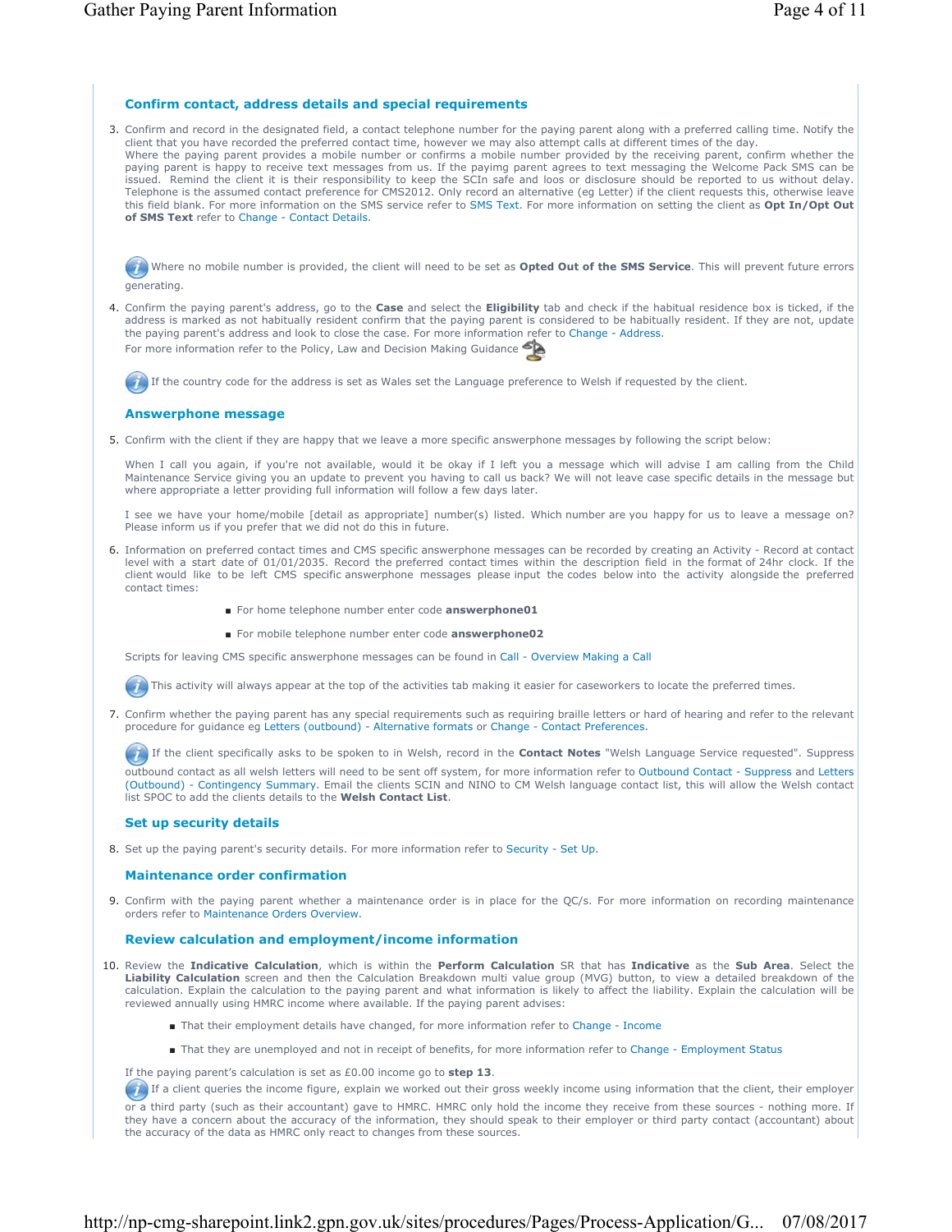## Confirm contact, address details and special requirements

3. Confirm and record in the designated field, a contact telephone number for the paying parent along with a preferred calling time. Notify the client that you have recorded the preferred contact time, however we may also attempt calls at different times of the day.
   Where the paying parent provides a mobile number or confirms a mobile number provided by the receiving parent, confirm whether the paying parent is happy to receive text messages from us. If the payimg parent agrees to text messaging the Welcome Pack SMS can be issued. Remind the client it is their responsibility to keep the SCIn safe and loos or disclosure should be reported to us without delay. Telephone is the assumed contact preference for CMS2012. Only record an alternative (eg Letter) if the client requests this, otherwise leave this field blank. For more information on the SMS service refer to SMS Text. For more information on setting the client as **Opt In/Opt Out of SMS Text** refer to Change - Contact Details.

   Where no mobile number is provided, the client will need to be set as **Opted Out of the SMS Service**. This will prevent future errors generating.

4. Confirm the paying parent's address, go to the **Case** and select the **Eligibility** tab and check if the habitual residence box is ticked, if the address is marked as not habitually resident confirm that the paying parent is considered to be habitually resident. If they are not, update the paying parent's address and look to close the case. For more information refer to Change - Address.
   For more information refer to the Policy, Law and Decision Making Guidance

   If the country code for the address is set as Wales set the Language preference to Welsh if requested by the client.

## Answerphone message

5. Confirm with the client if they are happy that we leave a more specific answerphone messages by following the script below:

   When I call you again, if you're not available, would it be okay if I left you a message which will advise I am calling from the Child Maintenance Service giving you an update to prevent you having to call us back? We will not leave case specific details in the message but where appropriate a letter providing full information will follow a few days later.

   I see we have your home/mobile [detail as appropriate] number(s) listed. Which number are you happy for us to leave a message on? Please inform us if you prefer that we did not do this in future.

6. Information on preferred contact times and CMS specific answerphone messages can be recorded by creating an Activity - Record at contact level with a start date of 01/01/2035. Record the preferred contact times within the description field in the format of 24hr clock. If the client would like to be left CMS specific answerphone messages please input the codes below into the activity alongside the preferred contact times:

   - For home telephone number enter code **answerphone01**
   - For mobile telephone number enter code **answerphone02**

   Scripts for leaving CMS specific answerphone messages can be found in Call - Overview Making a Call

   This activity will always appear at the top of the activities tab making it easier for caseworkers to locate the preferred times.

7. Confirm whether the paying parent has any special requirements such as requiring braille letters or hard of hearing and refer to the relevant procedure for guidance eg Letters (outbound) - Alternative formats or Change - Contact Preferences.

   If the client specifically asks to be spoken to in Welsh, record in the **Contact Notes** "Welsh Language Service requested". Suppress outbound contact as all welsh letters will need to be sent off system, for more information refer to Outbound Contact - Suppress and Letters (Outbound) - Contingency Summary. Email the clients SCIN and NINO to CM Welsh language contact list, this will allow the Welsh contact list SPOC to add the clients details to the **Welsh Contact List**.

## Set up security details

8. Set up the paying parent's security details. For more information refer to Security - Set Up.

## Maintenance order confirmation

9. Confirm with the paying parent whether a maintenance order is in place for the QC/s. For more information on recording maintenance orders refer to Maintenance Orders Overview.

## Review calculation and employment/income information

10. Review the **Indicative Calculation**, which is within the **Perform Calculation** SR that has **Indicative** as the **Sub Area**. Select the **Liability Calculation** screen and then the Calculation Breakdown multi value group (MVG) button, to view a detailed breakdown of the calculation. Explain the calculation to the paying parent and what information is likely to affect the liability. Explain the calculation will be reviewed annually using HMRC income where available. If the paying parent advises:

    - That their employment details have changed, for more information refer to Change - Income
    - That they are unemployed and not in receipt of benefits, for more information refer to Change - Employment Status

    If the paying parent's calculation is set as £0.00 income go to **step 13**.

    If a client queries the income figure, explain we worked out their gross weekly income using information that the client, their employer or a third party (such as their accountant) gave to HMRC. HMRC only hold the income they receive from these sources - nothing more. If they have a concern about the accuracy of the information, they should speak to their employer or third party contact (accountant) about the accuracy of the data as HMRC only react to changes from these sources.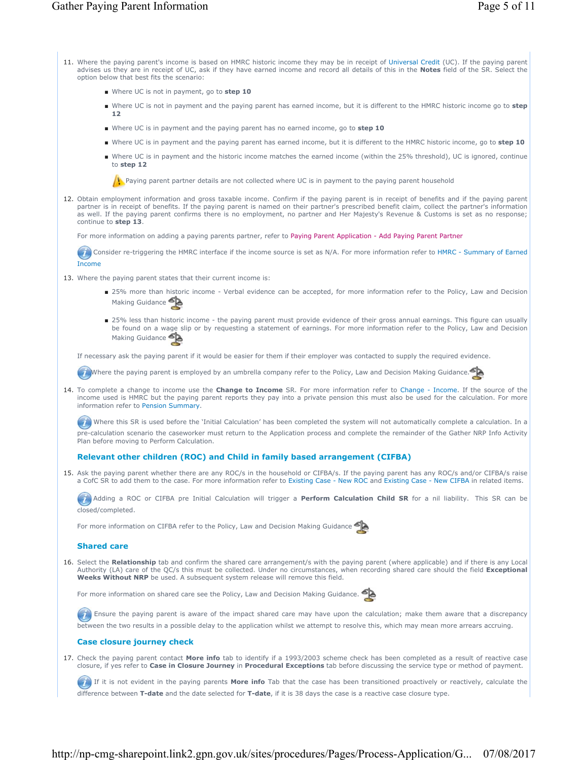11. Where the paying parent's income is based on HMRC historic income they may be in receipt of Universal Credit (UC). If the paying parent advises us they are in receipt of UC, ask if they have earned income and record all details of this in the **Notes** field of the SR. Select the option below that best fits the scenario:

    - Where UC is not in payment, go to **step 10**
    - Where UC is not in payment and the paying parent has earned income, but it is different to the HMRC historic income go to **step 12**
    - Where UC is in payment and the paying parent has no earned income, go to **step 10**
    - Where UC is in payment and the paying parent has earned income, but it is different to the HMRC historic income, go to **step 10**
    - Where UC is in payment and the historic income matches the earned income (within the 25% threshold), UC is ignored, continue to **step 12**

    Paying parent partner details are not collected where UC is in payment to the paying parent household

12. Obtain employment information and gross taxable income. Confirm if the paying parent is in receipt of benefits and if the paying parent partner is in receipt of benefits. If the paying parent is named on their partner's prescribed benefit claim, collect the partner's information as well. If the paying parent confirms there is no employment, no partner and Her Majesty's Revenue & Customs is set as no response; continue to **step 13**.

    For more information on adding a paying parents partner, refer to Paying Parent Application - Add Paying Parent Partner

    Consider re-triggering the HMRC interface if the income source is set as N/A. For more information refer to HMRC - Summary of Earned Income

13. Where the paying parent states that their current income is:

    - 25% more than historic income - Verbal evidence can be accepted, for more information refer to the Policy, Law and Decision Making Guidance
    - 25% less than historic income - the paying parent must provide evidence of their gross annual earnings. This figure can usually be found on a wage slip or by requesting a statement of earnings. For more information refer to the Policy, Law and Decision Making Guidance

    If necessary ask the paying parent if it would be easier for them if their employer was contacted to supply the required evidence.

    Where the paying parent is employed by an umbrella company refer to the Policy, Law and Decision Making Guidance.

14. To complete a change to income use the **Change to Income** SR. For more information refer to Change - Income. If the source of the income used is HMRC but the paying parent reports they pay into a private pension this must also be used for the calculation. For more information refer to Pension Summary.

    Where this SR is used before the 'Initial Calculation' has been completed the system will not automatically complete a calculation. In a pre-calculation scenario the caseworker must return to the Application process and complete the remainder of the Gather NRP Info Activity Plan before moving to Perform Calculation.

### Relevant other children (ROC) and Child in family based arrangement (CIFBA)

15. Ask the paying parent whether there are any ROC/s in the household or CIFBA/s. If the paying parent has any ROC/s and/or CIFBA/s raise a CofC SR to add them to the case. For more information refer to Existing Case - New ROC and Existing Case - New CIFBA in related items.

    Adding a ROC or CIFBA pre Initial Calculation will trigger a **Perform Calculation Child SR** for a nil liability. This SR can be closed/completed.

    For more information on CIFBA refer to the Policy, Law and Decision Making Guidance

### Shared care

16. Select the **Relationship** tab and confirm the shared care arrangement/s with the paying parent (where applicable) and if there is any Local Authority (LA) care of the QC/s this must be collected. Under no circumstances, when recording shared care should the field **Exceptional Weeks Without NRP** be used. A subsequent system release will remove this field.

    For more information on shared care see the Policy, Law and Decision Making Guidance.

    Ensure the paying parent is aware of the impact shared care may have upon the calculation; make them aware that a discrepancy between the two results in a possible delay to the application whilst we attempt to resolve this, which may mean more arrears accruing.

### Case closure journey check

17. Check the paying parent contact **More info** tab to identify if a 1993/2003 scheme check has been completed as a result of reactive case closure, if yes refer to **Case in Closure Journey** in **Procedural Exceptions** tab before discussing the service type or method of payment.

    If it is not evident in the paying parents **More info** Tab that the case has been transitioned proactively or reactively, calculate the difference between **T-date** and the date selected for **T-date**, if it is 38 days the case is a reactive case closure type.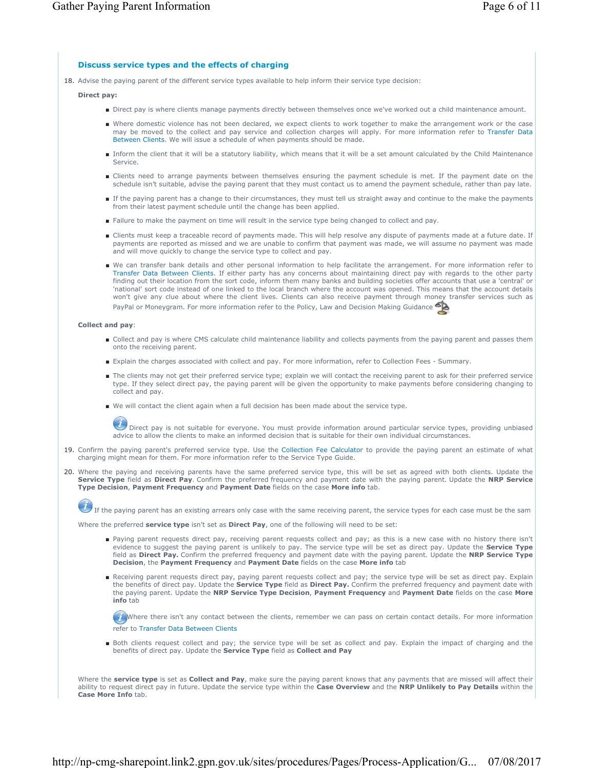### Discuss service types and the effects of charging

18. Advise the paying parent of the different service types available to help inform their service type decision:

**Direct pay:**

- Direct pay is where clients manage payments directly between themselves once we've worked out a child maintenance amount.
- Where domestic violence has not been declared, we expect clients to work together to make the arrangement work or the case may be moved to the collect and pay service and collection charges will apply. For more information refer to Transfer Data Between Clients. We will issue a schedule of when payments should be made.
- Inform the client that it will be a statutory liability, which means that it will be a set amount calculated by the Child Maintenance Service.
- Clients need to arrange payments between themselves ensuring the payment schedule is met. If the payment date on the schedule isn't suitable, advise the paying parent that they must contact us to amend the payment schedule, rather than pay late.
- If the paying parent has a change to their circumstances, they must tell us straight away and continue to the make the payments from their latest payment schedule until the change has been applied.
- Failure to make the payment on time will result in the service type being changed to collect and pay.
- Clients must keep a traceable record of payments made. This will help resolve any dispute of payments made at a future date. If payments are reported as missed and we are unable to confirm that payment was made, we will assume no payment was made and will move quickly to change the service type to collect and pay.
- We can transfer bank details and other personal information to help facilitate the arrangement. For more information refer to Transfer Data Between Clients. If either party has any concerns about maintaining direct pay with regards to the other party finding out their location from the sort code, inform them many banks and building societies offer accounts that use a 'central' or 'national' sort code instead of one linked to the local branch where the account was opened. This means that the account details won't give any clue about where the client lives. Clients can also receive payment through money transfer services such as PayPal or Moneygram. For more information refer to the Policy, Law and Decision Making Guidance

**Collect and pay**:

- Collect and pay is where CMS calculate child maintenance liability and collects payments from the paying parent and passes them onto the receiving parent.
- Explain the charges associated with collect and pay. For more information, refer to Collection Fees - Summary.
- The clients may not get their preferred service type; explain we will contact the receiving parent to ask for their preferred service type. If they select direct pay, the paying parent will be given the opportunity to make payments before considering changing to collect and pay.
- We will contact the client again when a full decision has been made about the service type.

  Direct pay is not suitable for everyone. You must provide information around particular service types, providing unbiased advice to allow the clients to make an informed decision that is suitable for their own individual circumstances.

19. Confirm the paying parent's preferred service type. Use the Collection Fee Calculator to provide the paying parent an estimate of what charging might mean for them. For more information refer to the Service Type Guide.

20. Where the paying and receiving parents have the same preferred service type, this will be set as agreed with both clients. Update the **Service Type** field as **Direct Pay**. Confirm the preferred frequency and payment date with the paying parent. Update the **NRP Service Type Decision**, **Payment Frequency** and **Payment Date** fields on the case **More info** tab.

    If the paying parent has an existing arrears only case with the same receiving parent, the service types for each case must be the sam

    Where the preferred **service type** isn't set as **Direct Pay**, one of the following will need to be set:

    - Paying parent requests direct pay, receiving parent requests collect and pay; as this is a new case with no history there isn't evidence to suggest the paying parent is unlikely to pay. The service type will be set as direct pay. Update the **Service Type** field as **Direct Pay.** Confirm the preferred frequency and payment date with the paying parent. Update the **NRP Service Type Decision**, the **Payment Frequency** and **Payment Date** fields on the case **More info** tab
    - Receiving parent requests direct pay, paying parent requests collect and pay; the service type will be set as direct pay. Explain the benefits of direct pay. Update the **Service Type** field as **Direct Pay.** Confirm the preferred frequency and payment date with the paying parent. Update the **NRP Service Type Decision**, **Payment Frequency** and **Payment Date** fields on the case **More info** tab

      Where there isn't any contact between the clients, remember we can pass on certain contact details. For more information refer to Transfer Data Between Clients
    - Both clients request collect and pay; the service type will be set as collect and pay. Explain the impact of charging and the benefits of direct pay. Update the **Service Type** field as **Collect and Pay**

    Where the **service type** is set as **Collect and Pay**, make sure the paying parent knows that any payments that are missed will affect their ability to request direct pay in future. Update the service type within the **Case Overview** and the **NRP Unlikely to Pay Details** within the **Case More Info** tab.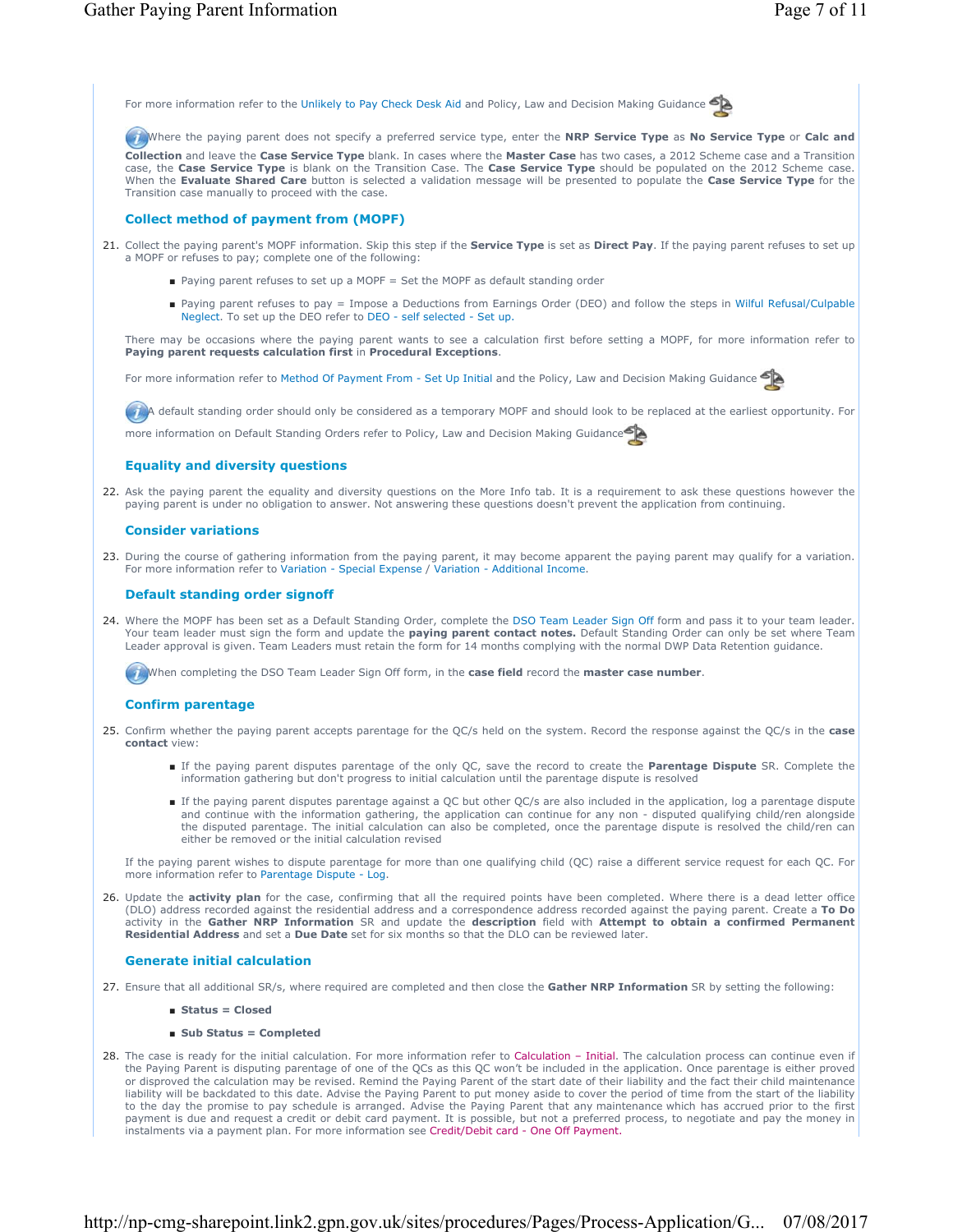For more information refer to the Unlikely to Pay Check Desk Aid and Policy, Law and Decision Making Guidance

Where the paying parent does not specify a preferred service type, enter the **NRP Service Type** as **No Service Type** or **Calc and Collection** and leave the **Case Service Type** blank. In cases where the **Master Case** has two cases, a 2012 Scheme case and a Transition case, the **Case Service Type** is blank on the Transition Case. The **Case Service Type** should be populated on the 2012 Scheme case. When the **Evaluate Shared Care** button is selected a validation message will be presented to populate the **Case Service Type** for the Transition case manually to proceed with the case.

### Collect method of payment from (MOPF)

21. Collect the paying parent's MOPF information. Skip this step if the **Service Type** is set as **Direct Pay**. If the paying parent refuses to set up a MOPF or refuses to pay; complete one of the following:
    - Paying parent refuses to set up a MOPF = Set the MOPF as default standing order
    - Paying parent refuses to pay = Impose a Deductions from Earnings Order (DEO) and follow the steps in Wilful Refusal/Culpable Neglect. To set up the DEO refer to DEO - self selected - Set up.

    There may be occasions where the paying parent wants to see a calculation first before setting a MOPF, for more information refer to **Paying parent requests calculation first** in **Procedural Exceptions**.

    For more information refer to Method Of Payment From - Set Up Initial and the Policy, Law and Decision Making Guidance

    A default standing order should only be considered as a temporary MOPF and should look to be replaced at the earliest opportunity. For more information on Default Standing Orders refer to Policy, Law and Decision Making Guidance

### Equality and diversity questions

22. Ask the paying parent the equality and diversity questions on the More Info tab. It is a requirement to ask these questions however the paying parent is under no obligation to answer. Not answering these questions doesn't prevent the application from continuing.

### Consider variations

23. During the course of gathering information from the paying parent, it may become apparent the paying parent may qualify for a variation. For more information refer to Variation - Special Expense / Variation - Additional Income.

### Default standing order signoff

24. Where the MOPF has been set as a Default Standing Order, complete the DSO Team Leader Sign Off form and pass it to your team leader. Your team leader must sign the form and update the **paying parent contact notes.** Default Standing Order can only be set where Team Leader approval is given. Team Leaders must retain the form for 14 months complying with the normal DWP Data Retention guidance.

    When completing the DSO Team Leader Sign Off form, in the **case field** record the **master case number**.

### Confirm parentage

25. Confirm whether the paying parent accepts parentage for the QC/s held on the system. Record the response against the QC/s in the **case contact** view:
    - If the paying parent disputes parentage of the only QC, save the record to create the **Parentage Dispute** SR. Complete the information gathering but don't progress to initial calculation until the parentage dispute is resolved
    - If the paying parent disputes parentage against a QC but other QC/s are also included in the application, log a parentage dispute and continue with the information gathering, the application can continue for any non - disputed qualifying child/ren alongside the disputed parentage. The initial calculation can also be completed, once the parentage dispute is resolved the child/ren can either be removed or the initial calculation revised

    If the paying parent wishes to dispute parentage for more than one qualifying child (QC) raise a different service request for each QC. For more information refer to Parentage Dispute - Log.

26. Update the **activity plan** for the case, confirming that all the required points have been completed. Where there is a dead letter office (DLO) address recorded against the residential address and a correspondence address recorded against the paying parent. Create a **To Do** activity in the **Gather NRP Information** SR and update the **description** field with **Attempt to obtain a confirmed Permanent Residential Address** and set a **Due Date** set for six months so that the DLO can be reviewed later.

### Generate initial calculation

27. Ensure that all additional SR/s, where required are completed and then close the **Gather NRP Information** SR by setting the following:
    - **Status = Closed**
    - **Sub Status = Completed**

28. The case is ready for the initial calculation. For more information refer to Calculation – Initial. The calculation process can continue even if the Paying Parent is disputing parentage of one of the QCs as this QC won't be included in the application. Once parentage is either proved or disproved the calculation may be revised. Remind the Paying Parent of the start date of their liability and the fact their child maintenance liability will be backdated to this date. Advise the Paying Parent to put money aside to cover the period of time from the start of the liability to the day the promise to pay schedule is arranged. Advise the Paying Parent that any maintenance which has accrued prior to the first payment is due and request a credit or debit card payment. It is possible, but not a preferred process, to negotiate and pay the money in instalments via a payment plan. For more information see Credit/Debit card - One Off Payment.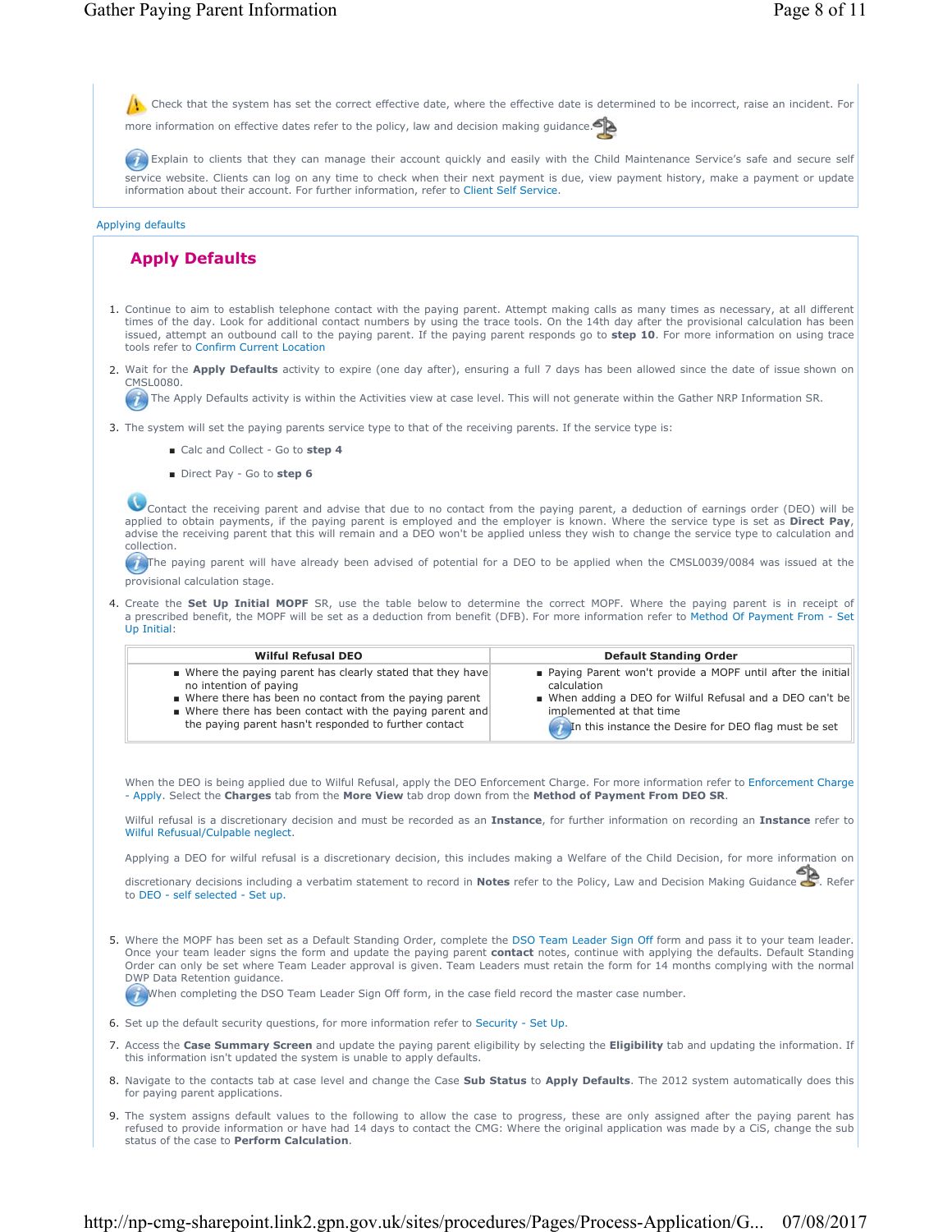Check that the system has set the correct effective date, where the effective date is determined to be incorrect, raise an incident. For more information on effective dates refer to the policy, law and decision making guidance.

Explain to clients that they can manage their account quickly and easily with the Child Maintenance Service's safe and secure self service website. Clients can log on any time to check when their next payment is due, view payment history, make a payment or update information about their account. For further information, refer to Client Self Service.

Applying defaults

## Apply Defaults

1. Continue to aim to establish telephone contact with the paying parent. Attempt making calls as many times as necessary, at all different times of the day. Look for additional contact numbers by using the trace tools. On the 14th day after the provisional calculation has been issued, attempt an outbound call to the paying parent. If the paying parent responds go to **step 10**. For more information on using trace tools refer to Confirm Current Location
2. Wait for the **Apply Defaults** activity to expire (one day after), ensuring a full 7 days has been allowed since the date of issue shown on CMSL0080.
   The Apply Defaults activity is within the Activities view at case level. This will not generate within the Gather NRP Information SR.
3. The system will set the paying parents service type to that of the receiving parents. If the service type is:
   - Calc and Collect - Go to **step 4**
   - Direct Pay - Go to **step 6**

   Contact the receiving parent and advise that due to no contact from the paying parent, a deduction of earnings order (DEO) will be applied to obtain payments, if the paying parent is employed and the employer is known. Where the service type is set as **Direct Pay**, advise the receiving parent that this will remain and a DEO won't be applied unless they wish to change the service type to calculation and collection.
   The paying parent will have already been advised of potential for a DEO to be applied when the CMSL0039/0084 was issued at the provisional calculation stage.
4. Create the **Set Up Initial MOPF** SR, use the table below to determine the correct MOPF. Where the paying parent is in receipt of a prescribed benefit, the MOPF will be set as a deduction from benefit (DFB). For more information refer to Method Of Payment From - Set Up Initial:

| Wilful Refusal DEO | Default Standing Order |
|---|---|
| ■ Where the paying parent has clearly stated that they have no intention of paying<br>■ Where there has been no contact from the paying parent<br>■ Where there has been contact with the paying parent and the paying parent hasn't responded to further contact | ■ Paying Parent won't provide a MOPF until after the initial calculation<br>■ When adding a DEO for Wilful Refusal and a DEO can't be implemented at that time<br>In this instance the Desire for DEO flag must be set |

   When the DEO is being applied due to Wilful Refusal, apply the DEO Enforcement Charge. For more information refer to Enforcement Charge - Apply. Select the **Charges** tab from the **More View** tab drop down from the **Method of Payment From DEO SR**.

   Wilful refusal is a discretionary decision and must be recorded as an **Instance**, for further information on recording an **Instance** refer to Wilful Refusal/Culpable neglect.

   Applying a DEO for wilful refusal is a discretionary decision, this includes making a Welfare of the Child Decision, for more information on discretionary decisions including a verbatim statement to record in **Notes** refer to the Policy, Law and Decision Making Guidance. Refer to DEO - self selected - Set up.

5. Where the MOPF has been set as a Default Standing Order, complete the DSO Team Leader Sign Off form and pass it to your team leader. Once your team leader signs the form and update the paying parent **contact** notes, continue with applying the defaults. Default Standing Order can only be set where Team Leader approval is given. Team Leaders must retain the form for 14 months complying with the normal DWP Data Retention guidance.
   When completing the DSO Team Leader Sign Off form, in the case field record the master case number.
6. Set up the default security questions, for more information refer to Security - Set Up.
7. Access the **Case Summary Screen** and update the paying parent eligibility by selecting the **Eligibility** tab and updating the information. If this information isn't updated the system is unable to apply defaults.
8. Navigate to the contacts tab at case level and change the Case **Sub Status** to **Apply Defaults**. The 2012 system automatically does this for paying parent applications.
9. The system assigns default values to the following to allow the case to progress, these are only assigned after the paying parent has refused to provide information or have had 14 days to contact the CMG: Where the original application was made by a CiS, change the sub status of the case to **Perform Calculation**.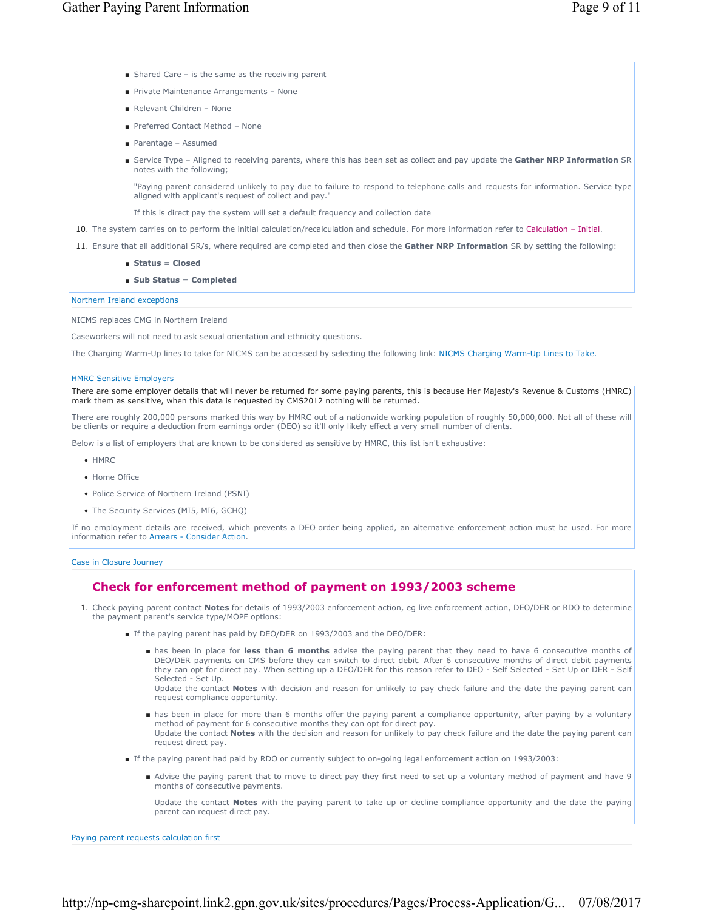- Shared Care – is the same as the receiving parent
- Private Maintenance Arrangements – None
- Relevant Children – None
- Preferred Contact Method – None
- Parentage – Assumed
- Service Type – Aligned to receiving parents, where this has been set as collect and pay update the **Gather NRP Information** SR notes with the following;

  "Paying parent considered unlikely to pay due to failure to respond to telephone calls and requests for information. Service type aligned with applicant's request of collect and pay."

  If this is direct pay the system will set a default frequency and collection date

10. The system carries on to perform the initial calculation/recalculation and schedule. For more information refer to Calculation – Initial.
11. Ensure that all additional SR/s, where required are completed and then close the **Gather NRP Information** SR by setting the following:
    - **Status** = **Closed**
    - **Sub Status** = **Completed**

Northern Ireland exceptions

NICMS replaces CMG in Northern Ireland

Caseworkers will not need to ask sexual orientation and ethnicity questions.

The Charging Warm-Up lines to take for NICMS can be accessed by selecting the following link: NICMS Charging Warm-Up Lines to Take.

HMRC Sensitive Employers

There are some employer details that will never be returned for some paying parents, this is because Her Majesty's Revenue & Customs (HMRC) mark them as sensitive, when this data is requested by CMS2012 nothing will be returned.

There are roughly 200,000 persons marked this way by HMRC out of a nationwide working population of roughly 50,000,000. Not all of these will be clients or require a deduction from earnings order (DEO) so it'll only likely effect a very small number of clients.

Below is a list of employers that are known to be considered as sensitive by HMRC, this list isn't exhaustive:

- HMRC
- Home Office
- Police Service of Northern Ireland (PSNI)
- The Security Services (MI5, MI6, GCHQ)

If no employment details are received, which prevents a DEO order being applied, an alternative enforcement action must be used. For more information refer to Arrears - Consider Action.

Case in Closure Journey

## Check for enforcement method of payment on 1993/2003 scheme

1. Check paying parent contact **Notes** for details of 1993/2003 enforcement action, eg live enforcement action, DEO/DER or RDO to determine the payment parent's service type/MOPF options:
   - If the paying parent has paid by DEO/DER on 1993/2003 and the DEO/DER:
     - has been in place for **less than 6 months** advise the paying parent that they need to have 6 consecutive months of DEO/DER payments on CMS before they can switch to direct debit. After 6 consecutive months of direct debit payments they can opt for direct pay. When setting up a DEO/DER for this reason refer to DEO - Self Selected - Set Up or DER - Self Selected - Set Up.
       Update the contact **Notes** with decision and reason for unlikely to pay check failure and the date the paying parent can request compliance opportunity.
     - has been in place for more than 6 months offer the paying parent a compliance opportunity, after paying by a voluntary method of payment for 6 consecutive months they can opt for direct pay.
       Update the contact **Notes** with the decision and reason for unlikely to pay check failure and the date the paying parent can request direct pay.
   - If the paying parent had paid by RDO or currently subject to on-going legal enforcement action on 1993/2003:
     - Advise the paying parent that to move to direct pay they first need to set up a voluntary method of payment and have 9 months of consecutive payments.

       Update the contact **Notes** with the paying parent to take up or decline compliance opportunity and the date the paying parent can request direct pay.

Paying parent requests calculation first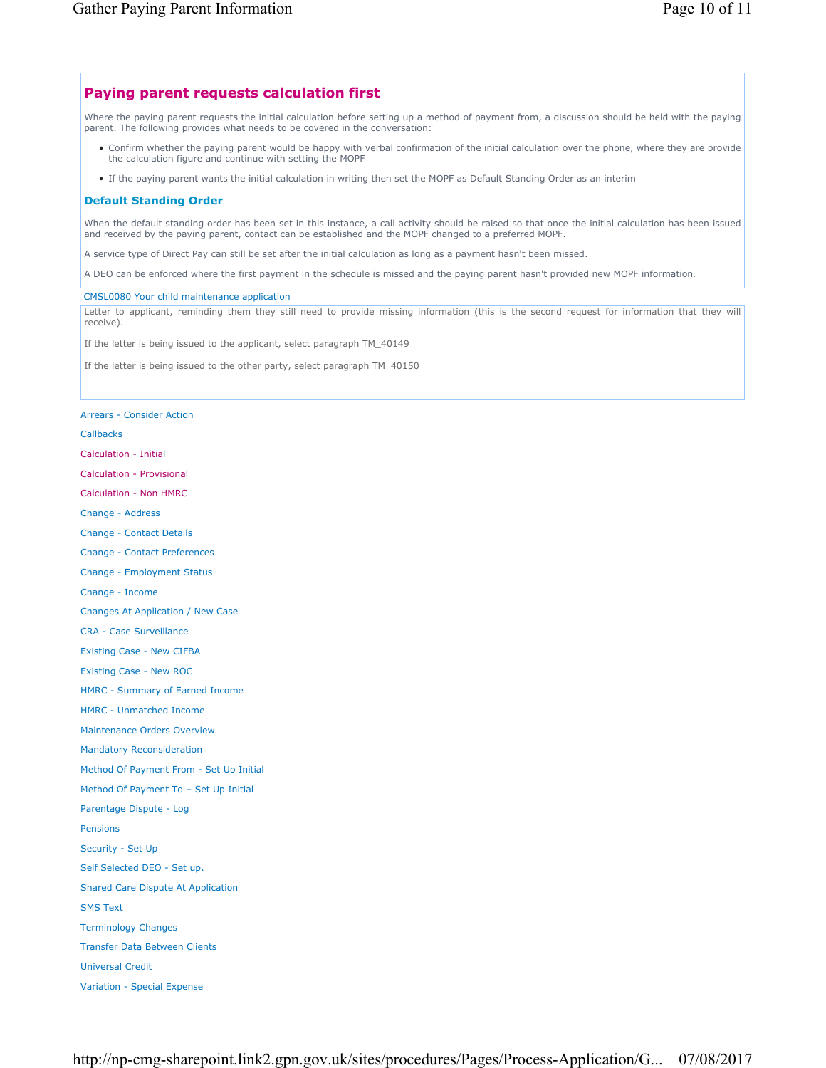## Paying parent requests calculation first

Where the paying parent requests the initial calculation before setting up a method of payment from, a discussion should be held with the paying parent. The following provides what needs to be covered in the conversation:

- Confirm whether the paying parent would be happy with verbal confirmation of the initial calculation over the phone, where they are provide the calculation figure and continue with setting the MOPF
- If the paying parent wants the initial calculation in writing then set the MOPF as Default Standing Order as an interim

### Default Standing Order

When the default standing order has been set in this instance, a call activity should be raised so that once the initial calculation has been issued and received by the paying parent, contact can be established and the MOPF changed to a preferred MOPF.

A service type of Direct Pay can still be set after the initial calculation as long as a payment hasn't been missed.

A DEO can be enforced where the first payment in the schedule is missed and the paying parent hasn't provided new MOPF information.

CMSL0080 Your child maintenance application

Letter to applicant, reminding them they still need to provide missing information (this is the second request for information that they will receive).

If the letter is being issued to the applicant, select paragraph TM_40149

If the letter is being issued to the other party, select paragraph TM_40150

Arrears - Consider Action

Callbacks

Calculation - Initial

Calculation - Provisional

Calculation - Non HMRC

Change - Address

Change - Contact Details

Change - Contact Preferences

Change - Employment Status

Change - Income

Changes At Application / New Case

CRA - Case Surveillance

Existing Case - New CIFBA

Existing Case - New ROC

HMRC - Summary of Earned Income

HMRC - Unmatched Income

Maintenance Orders Overview

Mandatory Reconsideration

Method Of Payment From - Set Up Initial

Method Of Payment To – Set Up Initial

Parentage Dispute - Log

Pensions

Security - Set Up

Self Selected DEO - Set up.

Shared Care Dispute At Application

SMS Text

Terminology Changes

Transfer Data Between Clients

Universal Credit

Variation - Special Expense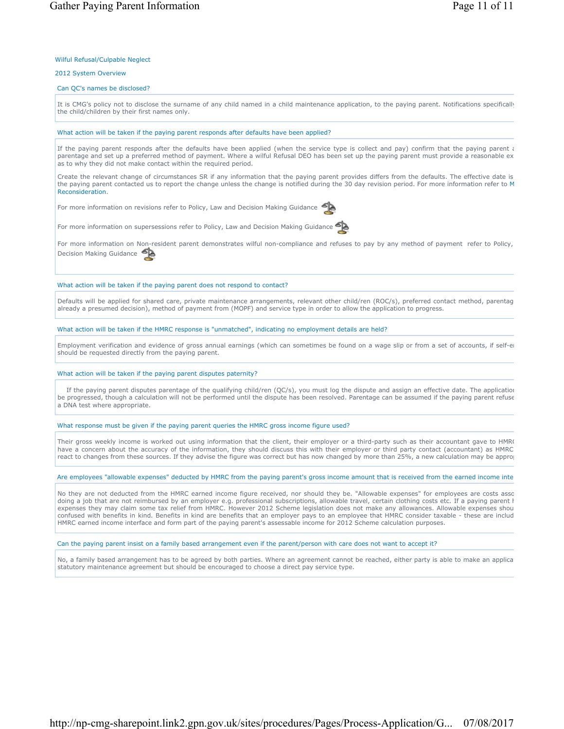Wilful Refusal/Culpable Neglect

2012 System Overview

### Can QC's names be disclosed?

It is CMG's policy not to disclose the surname of any child named in a child maintenance application, to the paying parent. Notifications specifically the child/children by their first names only.

### What action will be taken if the paying parent responds after defaults have been applied?

If the paying parent responds after the defaults have been applied (when the service type is collect and pay) confirm that the paying parent a parentage and set up a preferred method of payment. Where a wilful Refusal DEO has been set up the paying parent must provide a reasonable ex as to why they did not make contact within the required period.

Create the relevant change of circumstances SR if any information that the paying parent provides differs from the defaults. The effective date is the paying parent contacted us to report the change unless the change is notified during the 30 day revision period. For more information refer to M Reconsideration.

For more information on revisions refer to Policy, Law and Decision Making Guidance

For more information on supersessions refer to Policy, Law and Decision Making Guidance

For more information on Non-resident parent demonstrates wilful non-compliance and refuses to pay by any method of payment refer to Policy, Decision Making Guidance

### What action will be taken if the paying parent does not respond to contact?

Defaults will be applied for shared care, private maintenance arrangements, relevant other child/ren (ROC/s), preferred contact method, parentag already a presumed decision), method of payment from (MOPF) and service type in order to allow the application to progress.

### What action will be taken if the HMRC response is "unmatched", indicating no employment details are held?

Employment verification and evidence of gross annual earnings (which can sometimes be found on a wage slip or from a set of accounts, if self-e should be requested directly from the paying parent.

### What action will be taken if the paying parent disputes paternity?

If the paying parent disputes parentage of the qualifying child/ren (QC/s), you must log the dispute and assign an effective date. The applicatio be progressed, though a calculation will not be performed until the dispute has been resolved. Parentage can be assumed if the paying parent refuse a DNA test where appropriate.

### What response must be given if the paying parent queries the HMRC gross income figure used?

Their gross weekly income is worked out using information that the client, their employer or a third-party such as their accountant gave to HMR have a concern about the accuracy of the information, they should discuss this with their employer or third party contact (accountant) as HMRC react to changes from these sources. If they advise the figure was correct but has now changed by more than 25%, a new calculation may be appro

### Are employees "allowable expenses" deducted by HMRC from the paying parent's gross income amount that is received from the earned income inte

No they are not deducted from the HMRC earned income figure received, nor should they be. "Allowable expenses" for employees are costs ass doing a job that are not reimbursed by an employer e.g. professional subscriptions, allowable travel, certain clothing costs etc. If a paying parent expenses they may claim some tax relief from HMRC. However 2012 Scheme legislation does not make any allowances. Allowable expenses shou confused with benefits in kind. Benefits in kind are benefits that an employer pays to an employee that HMRC consider taxable - these are includ HMRC earned income interface and form part of the paying parent's assessable income for 2012 Scheme calculation purposes.

### Can the paying parent insist on a family based arrangement even if the parent/person with care does not want to accept it?

No, a family based arrangement has to be agreed by both parties. Where an agreement cannot be reached, either party is able to make an applica statutory maintenance agreement but should be encouraged to choose a direct pay service type.